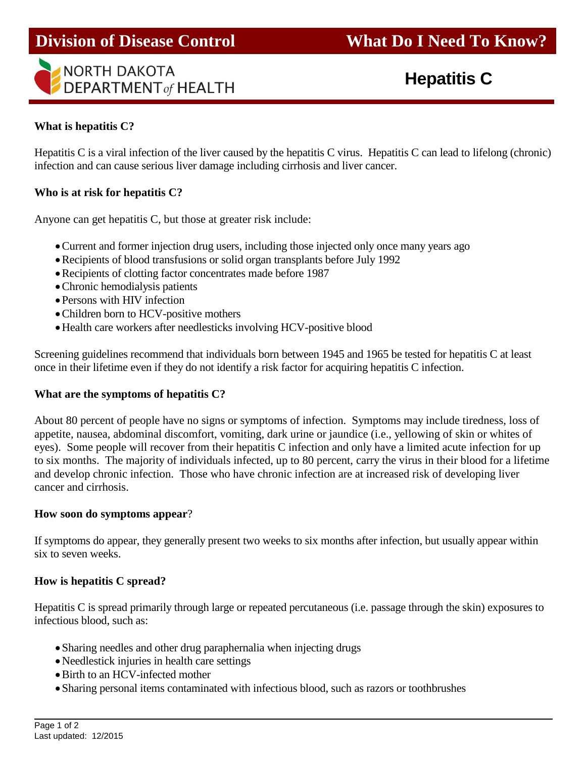**Division of Disease Control** **What Do I Need To Know?**

NORTH DAKOTA DEPARTMENT *of* HEALTH

# Hepatitis C

**What is hepatitis C?**

Hepatitis C is a viral infection of the liver caused by the hepatitis C virus. Hepatitis C can lead to lifelong (chronic) infection and can cause serious liver damage including cirrhosis and liver cancer.

**Who is at risk for hepatitis C?**

Anyone can get hepatitis C, but those at greater risk include:

- Current and former injection drug users, including those injected only once many years ago
- Recipients of blood transfusions or solid organ transplants before July 1992
- Recipients of clotting factor concentrates made before 1987
- Chronic hemodialysis patients
- Persons with HIV infection
- Children born to HCV-positive mothers
- Health care workers after needlesticks involving HCV-positive blood

Screening guidelines recommend that individuals born between 1945 and 1965 be tested for hepatitis C at least once in their lifetime even if they do not identify a risk factor for acquiring hepatitis C infection.

**What are the symptoms of hepatitis C?**

About 80 percent of people have no signs or symptoms of infection. Symptoms may include tiredness, loss of appetite, nausea, abdominal discomfort, vomiting, dark urine or jaundice (i.e., yellowing of skin or whites of eyes). Some people will recover from their hepatitis C infection and only have a limited acute infection for up to six months. The majority of individuals infected, up to 80 percent, carry the virus in their blood for a lifetime and develop chronic infection. Those who have chronic infection are at increased risk of developing liver cancer and cirrhosis.

**How soon do symptoms appear**?

If symptoms do appear, they generally present two weeks to six months after infection, but usually appear within six to seven weeks.

**How is hepatitis C spread?**

Hepatitis C is spread primarily through large or repeated percutaneous (i.e. passage through the skin) exposures to infectious blood, such as:

- Sharing needles and other drug paraphernalia when injecting drugs
- Needlestick injuries in health care settings
- Birth to an HCV-infected mother
- Sharing personal items contaminated with infectious blood, such as razors or toothbrushes

Last updated: 12/2015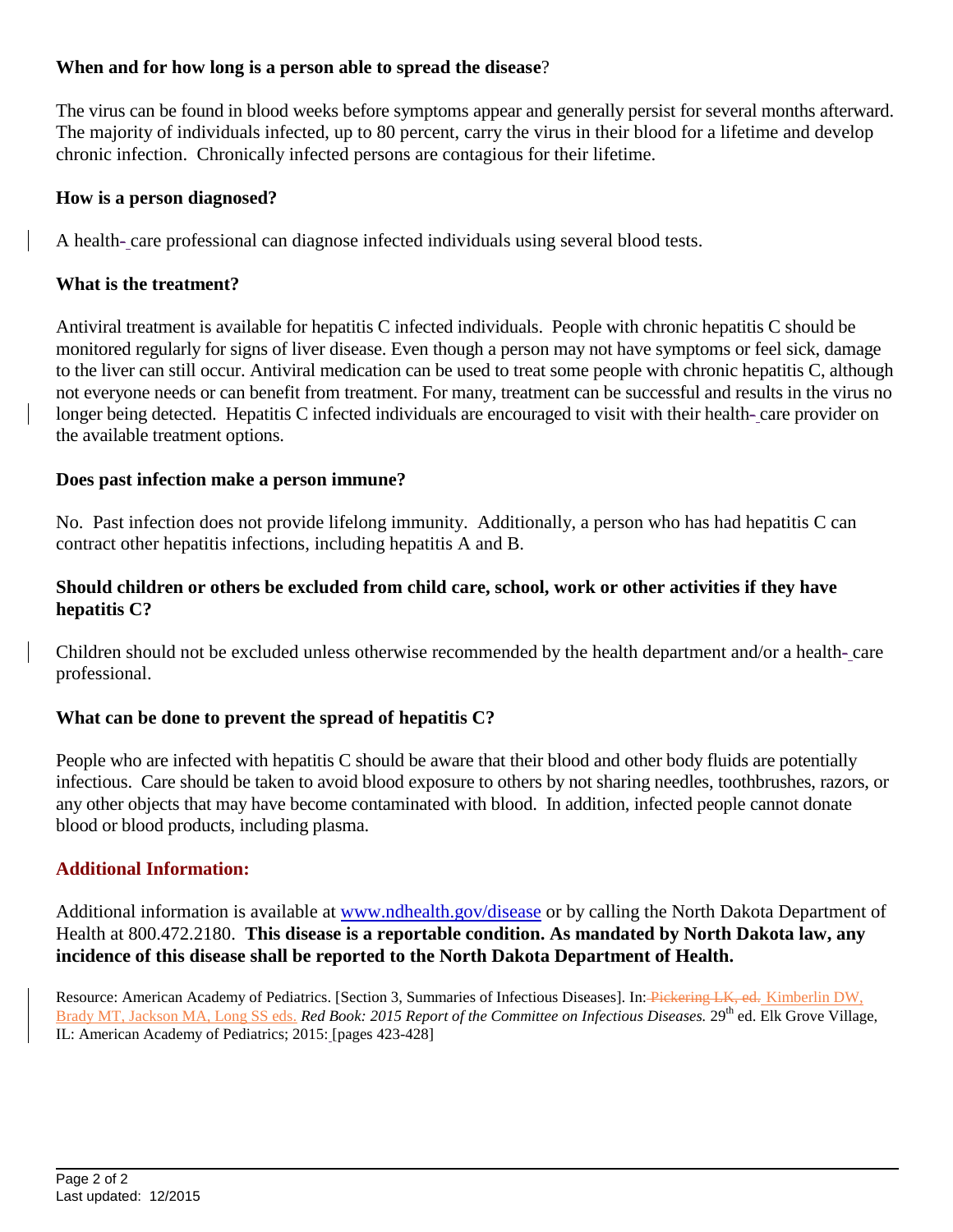**When and for how long is a person able to spread the disease**?

The virus can be found in blood weeks before symptoms appear and generally persist for several months afterward. The majority of individuals infected, up to 80 percent, carry the virus in their blood for a lifetime and develop chronic infection. Chronically infected persons are contagious for their lifetime.

**How is a person diagnosed?**

A health- care professional can diagnose infected individuals using several blood tests.

**What is the treatment?**

Antiviral treatment is available for hepatitis C infected individuals. People with chronic hepatitis C should be monitored regularly for signs of liver disease. Even though a person may not have symptoms or feel sick, damage to the liver can still occur. Antiviral medication can be used to treat some people with chronic hepatitis C, although not everyone needs or can benefit from treatment. For many, treatment can be successful and results in the virus no longer being detected. Hepatitis C infected individuals are encouraged to visit with their health- care provider on the available treatment options.

**Does past infection make a person immune?**

No. Past infection does not provide lifelong immunity. Additionally, a person who has had hepatitis C can contract other hepatitis infections, including hepatitis A and B.

**Should children or others be excluded from child care, school, work or other activities if they have hepatitis C?**

Children should not be excluded unless otherwise recommended by the health department and/or a health- care professional.

**What can be done to prevent the spread of hepatitis C?**

People who are infected with hepatitis C should be aware that their blood and other body fluids are potentially infectious. Care should be taken to avoid blood exposure to others by not sharing needles, toothbrushes, razors, or any other objects that may have become contaminated with blood. In addition, infected people cannot donate blood or blood products, including plasma.

**Additional Information:**

Additional information is available at www.ndhealth.gov/disease or by calling the North Dakota Department of Health at 800.472.2180. **This disease is a reportable condition. As mandated by North Dakota law, any incidence of this disease shall be reported to the North Dakota Department of Health.**

Resource: American Academy of Pediatrics. [Section 3, Summaries of Infectious Diseases]. In: ~~Pickering LK, ed.~~ Kimberlin DW, Brady MT, Jackson MA, Long SS eds. *Red Book: 2015 Report of the Committee on Infectious Diseases.* 29th ed. Elk Grove Village, IL: American Academy of Pediatrics; 2015: [pages 423-428]